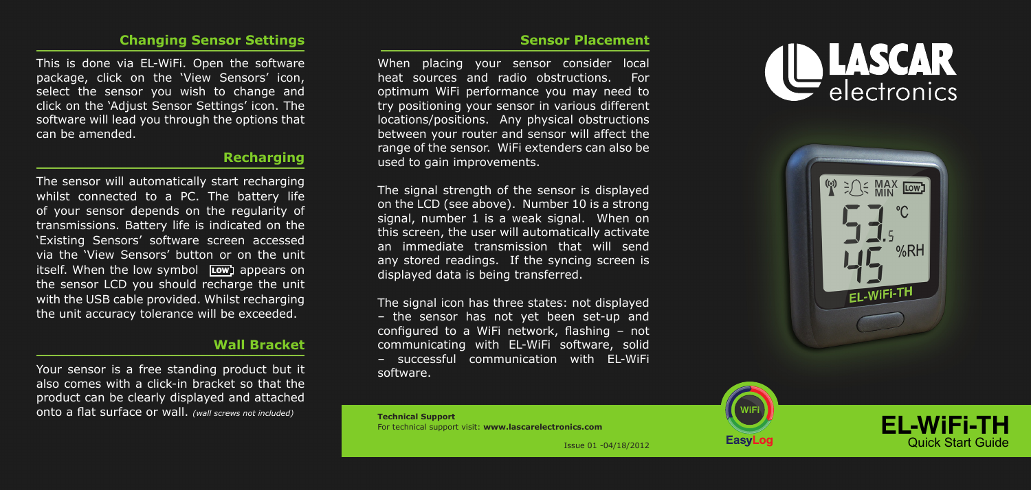## Changing Sensor Settings

This is done via EL-WiFi. Open the software package, click on the 'View Sensors' icon, select the sensor you wish to change and click on the 'Adjust Sensor Settings' icon. The software will lead you through the options that can be amended.

## Recharging

The sensor will automatically start recharging whilst connected to a PC. The battery life of your sensor depends on the regularity of transmissions. Battery life is indicated on the 'Existing Sensors' software screen accessed via the 'View Sensors' button or on the unit itself. When the low symbol LOW appears on the sensor LCD you should recharge the unit with the USB cable provided. Whilst recharging the unit accuracy tolerance will be exceeded.

## Wall Bracket

Your sensor is a free standing product but it also comes with a click-in bracket so that the product can be clearly displayed and attached onto a flat surface or wall. *(wall screws not included)*

## Sensor Placement

When placing your sensor consider local heat sources and radio obstructions. For optimum WiFi performance you may need to try positioning your sensor in various different locations/positions. Any physical obstructions between your router and sensor will affect the range of the sensor. WiFi extenders can also be used to gain improvements.

The signal strength of the sensor is displayed on the LCD (see above). Number 10 is a strong signal, number 1 is a weak signal. When on this screen, the user will automatically activate an immediate transmission that will send any stored readings. If the syncing screen is displayed data is being transferred.

The signal icon has three states: not displayed – the sensor has not yet been set-up and configured to a WiFi network, flashing – not communicating with EL-WiFi software, solid – successful communication with EL-WiFi software.

**Technical Support**
For technical support visit: **www.lascarelectronics.com**

Issue 01 -04/18/2012

LASCAR electronics

EL-WiFi-TH

WiFi EasyLog

# EL-WiFi-TH
Quick Start Guide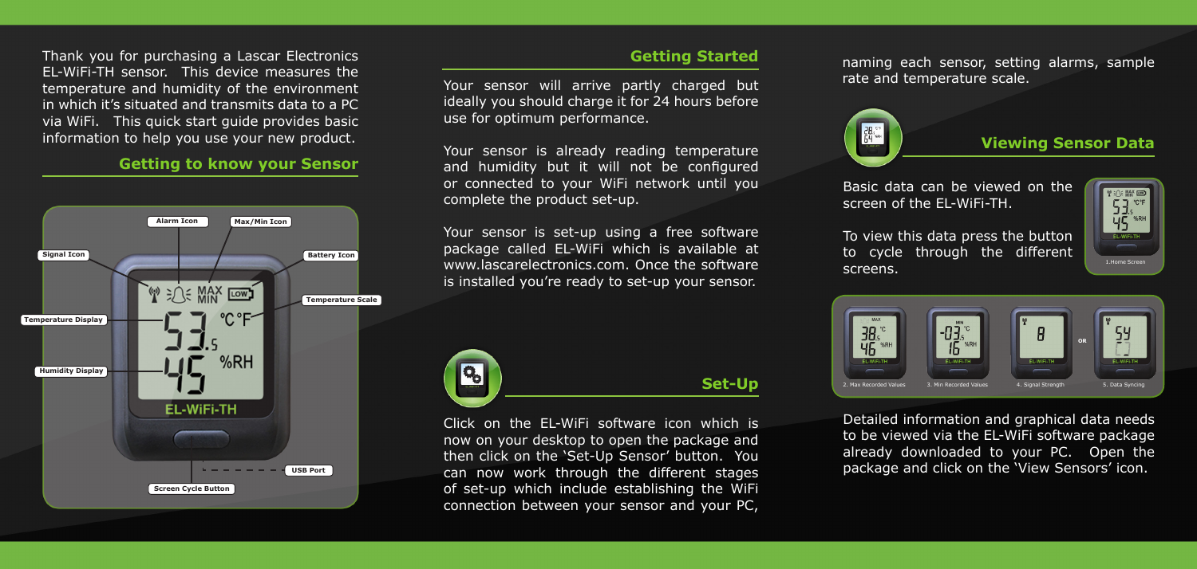Thank you for purchasing a Lascar Electronics EL-WiFi-TH sensor. This device measures the temperature and humidity of the environment in which it's situated and transmits data to a PC via WiFi. This quick start guide provides basic information to help you use your new product.

## Getting to know your Sensor

Alarm Icon

Max/Min Icon

Signal Icon

Battery Icon

Temperature Scale

Temperature Display

Humidity Display

USB Port

Screen Cycle Button

## Getting Started

Your sensor will arrive partly charged but ideally you should charge it for 24 hours before use for optimum performance.

Your sensor is already reading temperature and humidity but it will not be configured or connected to your WiFi network until you complete the product set-up.

Your sensor is set-up using a free software package called EL-WiFi which is available at www.lascarelectronics.com. Once the software is installed you're ready to set-up your sensor.

## Set-Up

Click on the EL-WiFi software icon which is now on your desktop to open the package and then click on the 'Set-Up Sensor' button. You can now work through the different stages of set-up which include establishing the WiFi connection between your sensor and your PC, naming each sensor, setting alarms, sample rate and temperature scale.

## Viewing Sensor Data

Basic data can be viewed on the screen of the EL-WiFi-TH.

To view this data press the button to cycle through the different screens.

1.Home Screen

2. Max Recorded Values

3. Min Recorded Values

4. Signal Strength

OR

5. Data Syncing

Detailed information and graphical data needs to be viewed via the EL-WiFi software package already downloaded to your PC. Open the package and click on the 'View Sensors' icon.